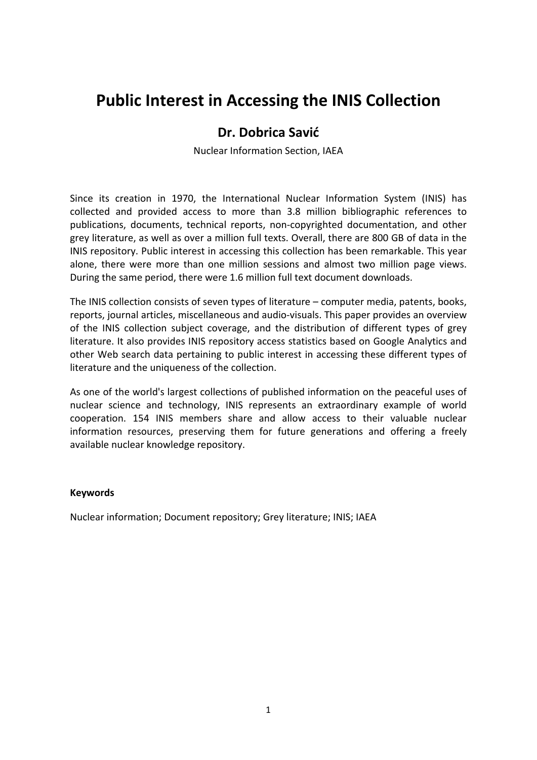# Public Interest in Accessing the INIS Collection

## Dr. Dobrica Savić

Nuclear Information Section, IAEA

Since its creation in 1970, the International Nuclear Information System (INIS) has collected and provided access to more than 3.8 million bibliographic references to publications, documents, technical reports, non-copyrighted documentation, and other grey literature, as well as over a million full texts. Overall, there are 800 GB of data in the INIS repository. Public interest in accessing this collection has been remarkable. This year alone, there were more than one million sessions and almost two million page views. During the same period, there were 1.6 million full text document downloads.

The INIS collection consists of seven types of literature – computer media, patents, books, reports, journal articles, miscellaneous and audio-visuals. This paper provides an overview of the INIS collection subject coverage, and the distribution of different types of grey literature. It also provides INIS repository access statistics based on Google Analytics and other Web search data pertaining to public interest in accessing these different types of literature and the uniqueness of the collection.

As one of the world's largest collections of published information on the peaceful uses of nuclear science and technology, INIS represents an extraordinary example of world cooperation. 154 INIS members share and allow access to their valuable nuclear information resources, preserving them for future generations and offering a freely available nuclear knowledge repository.

**Keywords**

Nuclear information; Document repository; Grey literature; INIS; IAEA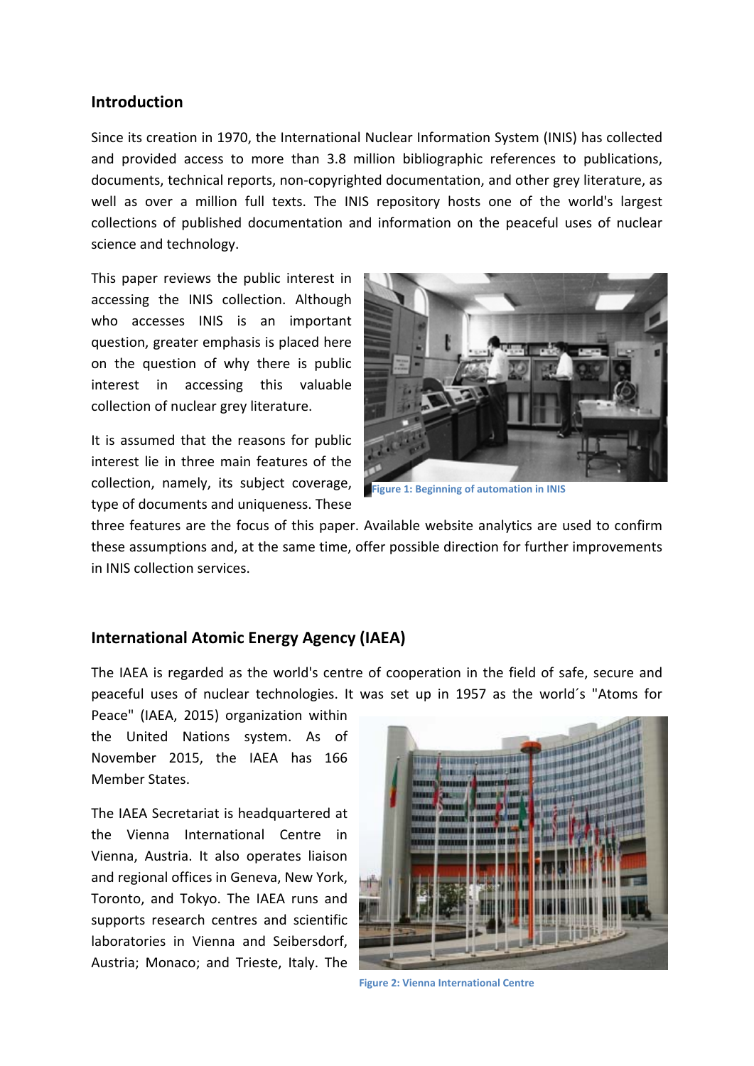## Introduction

Since its creation in 1970, the International Nuclear Information System (INIS) has collected and provided access to more than 3.8 million bibliographic references to publications, documents, technical reports, non-copyrighted documentation, and other grey literature, as well as over a million full texts. The INIS repository hosts one of the world's largest collections of published documentation and information on the peaceful uses of nuclear science and technology.

This paper reviews the public interest in accessing the INIS collection. Although who accesses INIS is an important question, greater emphasis is placed here on the question of why there is public interest in accessing this valuable collection of nuclear grey literature.

It is assumed that the reasons for public interest lie in three main features of the collection, namely, its subject coverage, type of documents and uniqueness. These three features are the focus of this paper. Available website analytics are used to confirm these assumptions and, at the same time, offer possible direction for further improvements in INIS collection services.

Figure 1: Beginning of automation in INIS

## International Atomic Energy Agency (IAEA)

The IAEA is regarded as the world's centre of cooperation in the field of safe, secure and peaceful uses of nuclear technologies. It was set up in 1957 as the world´s "Atoms for Peace" (IAEA, 2015) organization within the United Nations system. As of November 2015, the IAEA has 166 Member States.

The IAEA Secretariat is headquartered at the Vienna International Centre in Vienna, Austria. It also operates liaison and regional offices in Geneva, New York, Toronto, and Tokyo. The IAEA runs and supports research centres and scientific laboratories in Vienna and Seibersdorf, Austria; Monaco; and Trieste, Italy. The

Figure 2: Vienna International Centre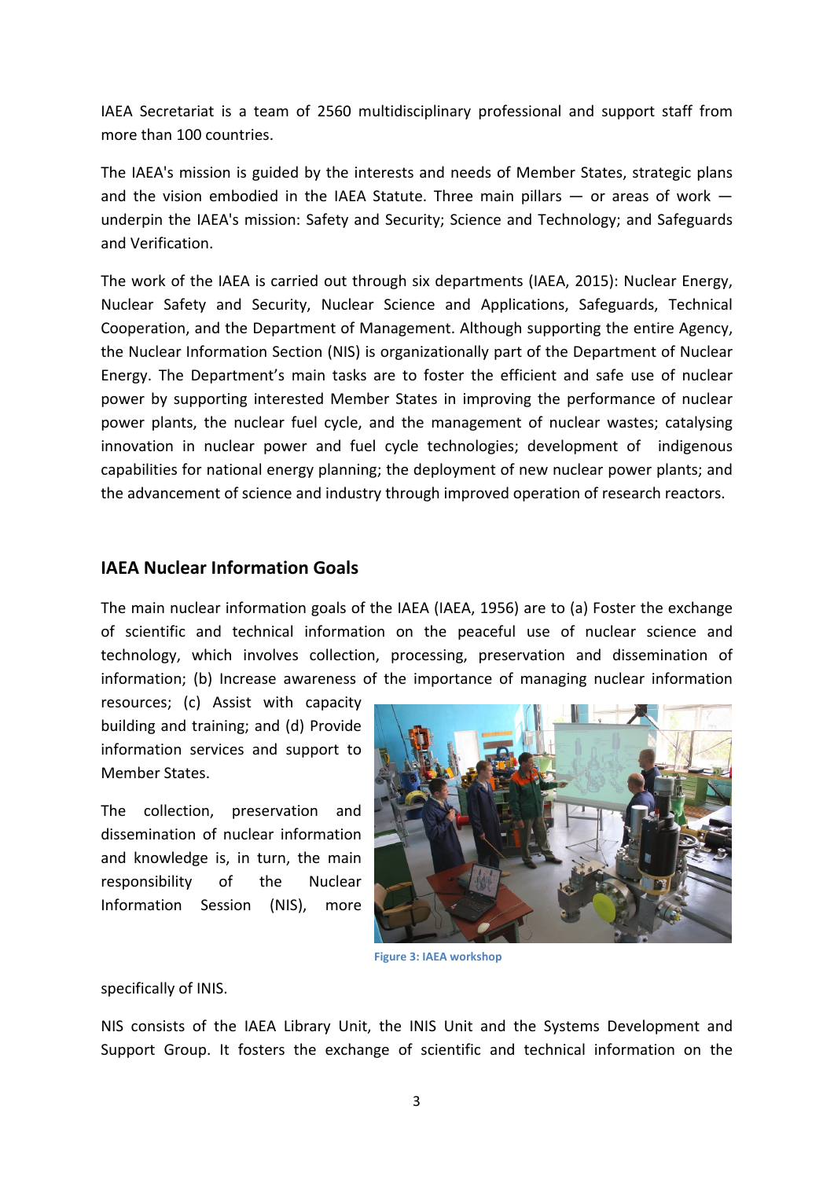IAEA Secretariat is a team of 2560 multidisciplinary professional and support staff from more than 100 countries.

The IAEA's mission is guided by the interests and needs of Member States, strategic plans and the vision embodied in the IAEA Statute. Three main pillars — or areas of work — underpin the IAEA's mission: Safety and Security; Science and Technology; and Safeguards and Verification.

The work of the IAEA is carried out through six departments (IAEA, 2015): Nuclear Energy, Nuclear Safety and Security, Nuclear Science and Applications, Safeguards, Technical Cooperation, and the Department of Management. Although supporting the entire Agency, the Nuclear Information Section (NIS) is organizationally part of the Department of Nuclear Energy. The Department's main tasks are to foster the efficient and safe use of nuclear power by supporting interested Member States in improving the performance of nuclear power plants, the nuclear fuel cycle, and the management of nuclear wastes; catalysing innovation in nuclear power and fuel cycle technologies; development of indigenous capabilities for national energy planning; the deployment of new nuclear power plants; and the advancement of science and industry through improved operation of research reactors.

## IAEA Nuclear Information Goals

The main nuclear information goals of the IAEA (IAEA, 1956) are to (a) Foster the exchange of scientific and technical information on the peaceful use of nuclear science and technology, which involves collection, processing, preservation and dissemination of information; (b) Increase awareness of the importance of managing nuclear information resources; (c) Assist with capacity building and training; and (d) Provide information services and support to Member States.

The collection, preservation and dissemination of nuclear information and knowledge is, in turn, the main responsibility of the Nuclear Information Session (NIS), more specifically of INIS.

Figure 3: IAEA workshop

NIS consists of the IAEA Library Unit, the INIS Unit and the Systems Development and Support Group. It fosters the exchange of scientific and technical information on the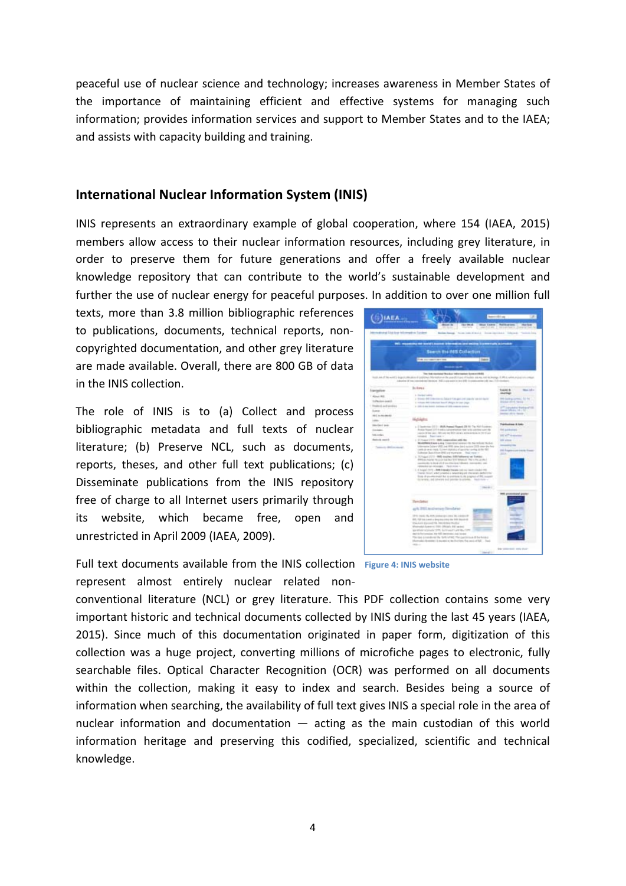peaceful use of nuclear science and technology; increases awareness in Member States of the importance of maintaining efficient and effective systems for managing such information; provides information services and support to Member States and to the IAEA; and assists with capacity building and training.

## International Nuclear Information System (INIS)

INIS represents an extraordinary example of global cooperation, where 154 (IAEA, 2015) members allow access to their nuclear information resources, including grey literature, in order to preserve them for future generations and offer a freely available nuclear knowledge repository that can contribute to the world's sustainable development and further the use of nuclear energy for peaceful purposes. In addition to over one million full texts, more than 3.8 million bibliographic references to publications, documents, technical reports, non-copyrighted documentation, and other grey literature are made available. Overall, there are 800 GB of data in the INIS collection.

The role of INIS is to (a) Collect and process bibliographic metadata and full texts of nuclear literature; (b) Preserve NCL, such as documents, reports, theses, and other full text publications; (c) Disseminate publications from the INIS repository free of charge to all Internet users primarily through its website, which became free, open and unrestricted in April 2009 (IAEA, 2009).

Figure 4: INIS website

Full text documents available from the INIS collection represent almost entirely nuclear related non-conventional literature (NCL) or grey literature. This PDF collection contains some very important historic and technical documents collected by INIS during the last 45 years (IAEA, 2015). Since much of this documentation originated in paper form, digitization of this collection was a huge project, converting millions of microfiche pages to electronic, fully searchable files. Optical Character Recognition (OCR) was performed on all documents within the collection, making it easy to index and search. Besides being a source of information when searching, the availability of full text gives INIS a special role in the area of nuclear information and documentation — acting as the main custodian of this world information heritage and preserving this codified, specialized, scientific and technical knowledge.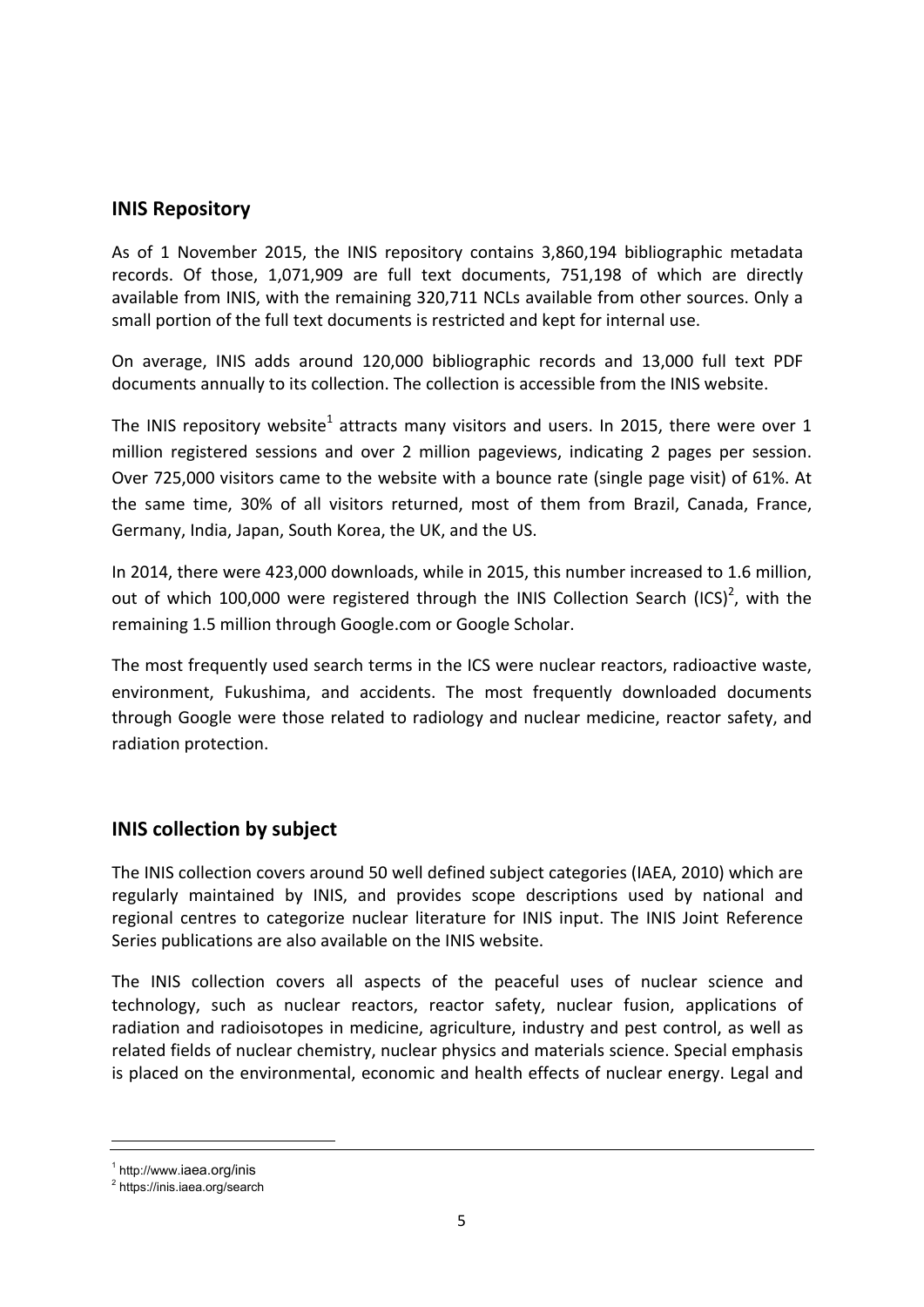## INIS Repository

As of 1 November 2015, the INIS repository contains 3,860,194 bibliographic metadata records. Of those, 1,071,909 are full text documents, 751,198 of which are directly available from INIS, with the remaining 320,711 NCLs available from other sources. Only a small portion of the full text documents is restricted and kept for internal use.

On average, INIS adds around 120,000 bibliographic records and 13,000 full text PDF documents annually to its collection. The collection is accessible from the INIS website.

The INIS repository website[1] attracts many visitors and users. In 2015, there were over 1 million registered sessions and over 2 million pageviews, indicating 2 pages per session. Over 725,000 visitors came to the website with a bounce rate (single page visit) of 61%. At the same time, 30% of all visitors returned, most of them from Brazil, Canada, France, Germany, India, Japan, South Korea, the UK, and the US.

In 2014, there were 423,000 downloads, while in 2015, this number increased to 1.6 million, out of which 100,000 were registered through the INIS Collection Search (ICS)[2], with the remaining 1.5 million through Google.com or Google Scholar.

The most frequently used search terms in the ICS were nuclear reactors, radioactive waste, environment, Fukushima, and accidents. The most frequently downloaded documents through Google were those related to radiology and nuclear medicine, reactor safety, and radiation protection.

## INIS collection by subject

The INIS collection covers around 50 well defined subject categories (IAEA, 2010) which are regularly maintained by INIS, and provides scope descriptions used by national and regional centres to categorize nuclear literature for INIS input. The INIS Joint Reference Series publications are also available on the INIS website.

The INIS collection covers all aspects of the peaceful uses of nuclear science and technology, such as nuclear reactors, reactor safety, nuclear fusion, applications of radiation and radioisotopes in medicine, agriculture, industry and pest control, as well as related fields of nuclear chemistry, nuclear physics and materials science. Special emphasis is placed on the environmental, economic and health effects of nuclear energy. Legal and

[1] http://www.iaea.org/inis

[2] https://inis.iaea.org/search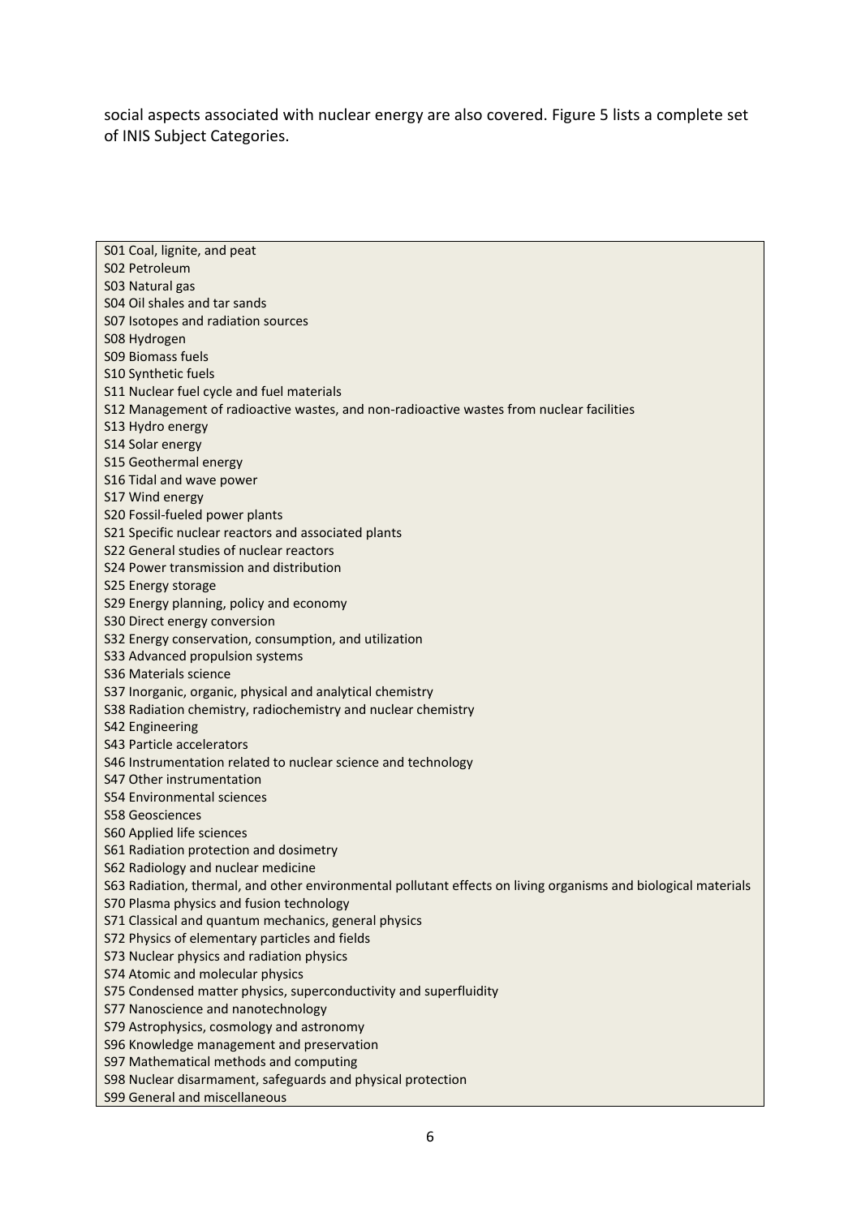social aspects associated with nuclear energy are also covered. Figure 5 lists a complete set of INIS Subject Categories.

S01 Coal, lignite, and peat
S02 Petroleum
S03 Natural gas
S04 Oil shales and tar sands
S07 Isotopes and radiation sources
S08 Hydrogen
S09 Biomass fuels
S10 Synthetic fuels
S11 Nuclear fuel cycle and fuel materials
S12 Management of radioactive wastes, and non-radioactive wastes from nuclear facilities
S13 Hydro energy
S14 Solar energy
S15 Geothermal energy
S16 Tidal and wave power
S17 Wind energy
S20 Fossil-fueled power plants
S21 Specific nuclear reactors and associated plants
S22 General studies of nuclear reactors
S24 Power transmission and distribution
S25 Energy storage
S29 Energy planning, policy and economy
S30 Direct energy conversion
S32 Energy conservation, consumption, and utilization
S33 Advanced propulsion systems
S36 Materials science
S37 Inorganic, organic, physical and analytical chemistry
S38 Radiation chemistry, radiochemistry and nuclear chemistry
S42 Engineering
S43 Particle accelerators
S46 Instrumentation related to nuclear science and technology
S47 Other instrumentation
S54 Environmental sciences
S58 Geosciences
S60 Applied life sciences
S61 Radiation protection and dosimetry
S62 Radiology and nuclear medicine
S63 Radiation, thermal, and other environmental pollutant effects on living organisms and biological materials
S70 Plasma physics and fusion technology
S71 Classical and quantum mechanics, general physics
S72 Physics of elementary particles and fields
S73 Nuclear physics and radiation physics
S74 Atomic and molecular physics
S75 Condensed matter physics, superconductivity and superfluidity
S77 Nanoscience and nanotechnology
S79 Astrophysics, cosmology and astronomy
S96 Knowledge management and preservation
S97 Mathematical methods and computing
S98 Nuclear disarmament, safeguards and physical protection
S99 General and miscellaneous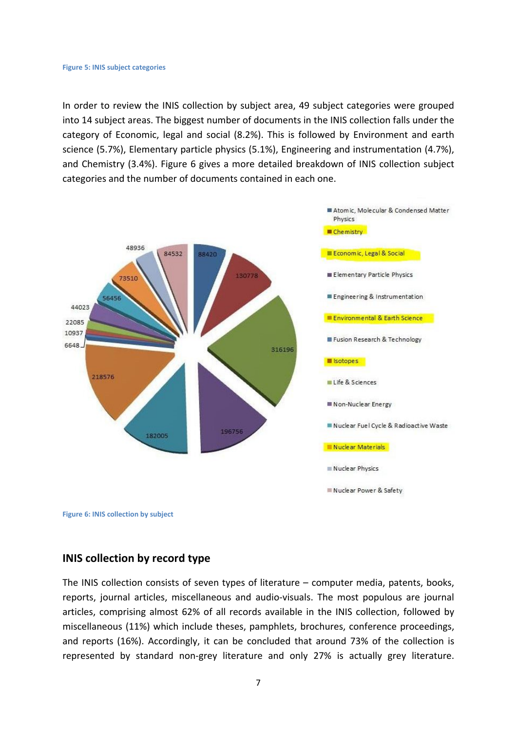Figure 5: INIS subject categories

In order to review the INIS collection by subject area, 49 subject categories were grouped into 14 subject areas. The biggest number of documents in the INIS collection falls under the category of Economic, legal and social (8.2%). This is followed by Environment and earth science (5.7%), Elementary particle physics (5.1%), Engineering and instrumentation (4.7%), and Chemistry (3.4%). Figure 6 gives a more detailed breakdown of INIS collection subject categories and the number of documents contained in each one.

Figure 6: INIS collection by subject

## INIS collection by record type

The INIS collection consists of seven types of literature – computer media, patents, books, reports, journal articles, miscellaneous and audio-visuals. The most populous are journal articles, comprising almost 62% of all records available in the INIS collection, followed by miscellaneous (11%) which include theses, pamphlets, brochures, conference proceedings, and reports (16%). Accordingly, it can be concluded that around 73% of the collection is represented by standard non-grey literature and only 27% is actually grey literature.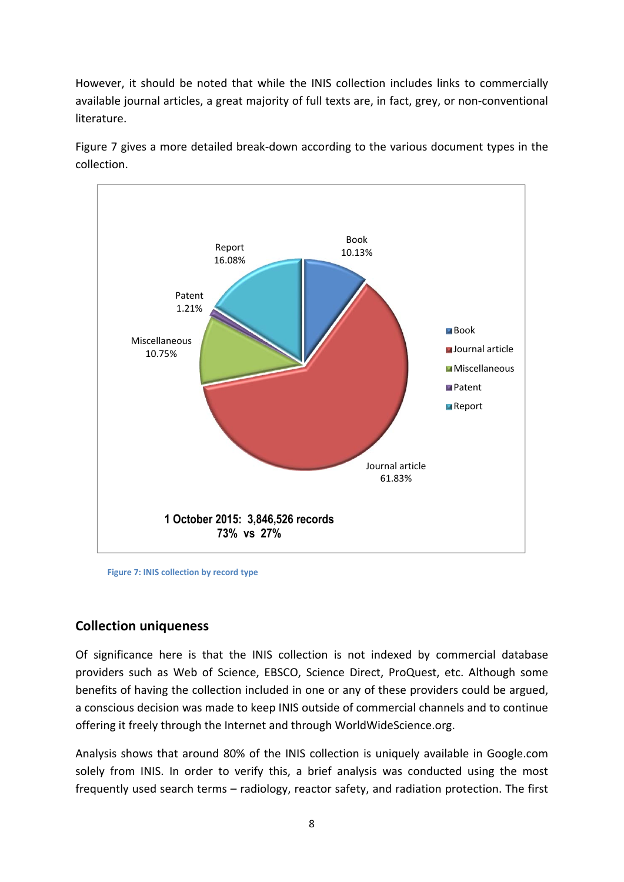However, it should be noted that while the INIS collection includes links to commercially available journal articles, a great majority of full texts are, in fact, grey, or non-conventional literature.

Figure 7 gives a more detailed break-down according to the various document types in the collection.

Book 10.13%
Journal article 61.83%
Miscellaneous 10.75%
Patent 1.21%
Report 16.08%

**1 October 2015: 3,846,526 records**
**73% vs 27%**

Figure 7: INIS collection by record type

## Collection uniqueness

Of significance here is that the INIS collection is not indexed by commercial database providers such as Web of Science, EBSCO, Science Direct, ProQuest, etc. Although some benefits of having the collection included in one or any of these providers could be argued, a conscious decision was made to keep INIS outside of commercial channels and to continue offering it freely through the Internet and through WorldWideScience.org.

Analysis shows that around 80% of the INIS collection is uniquely available in Google.com solely from INIS. In order to verify this, a brief analysis was conducted using the most frequently used search terms – radiology, reactor safety, and radiation protection. The first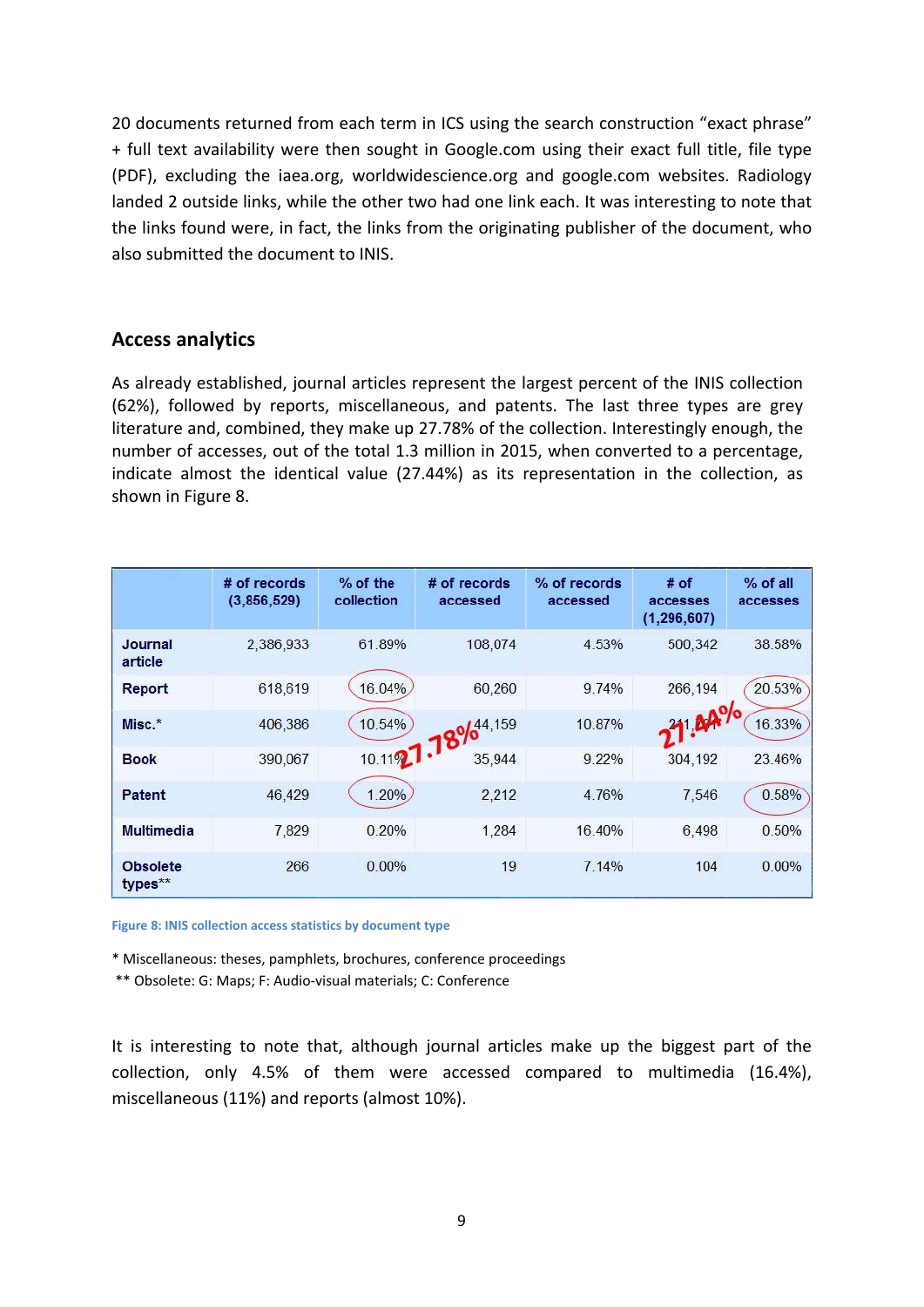20 documents returned from each term in ICS using the search construction "exact phrase" + full text availability were then sought in Google.com using their exact full title, file type (PDF), excluding the iaea.org, worldwidescience.org and google.com websites. Radiology landed 2 outside links, while the other two had one link each. It was interesting to note that the links found were, in fact, the links from the originating publisher of the document, who also submitted the document to INIS.

## Access analytics

As already established, journal articles represent the largest percent of the INIS collection (62%), followed by reports, miscellaneous, and patents. The last three types are grey literature and, combined, they make up 27.78% of the collection. Interestingly enough, the number of accesses, out of the total 1.3 million in 2015, when converted to a percentage, indicate almost the identical value (27.44%) as its representation in the collection, as shown in Figure 8.

| | # of records (3,856,529) | % of the collection | # of records accessed | % of records accessed | # of accesses (1,296,607) | % of all accesses |
|---|---|---|---|---|---|---|
| Journal article | 2,386,933 | 61.89% | 108,074 | 4.53% | 500,342 | 38.58% |
| Report | 618,619 | 16.04% | 60,260 | 9.74% | 266,194 | 20.53% |
| Misc.* | 406,386 | 10.54% | 44,159 | 10.87% | 211,... | 16.33% |
| Book | 390,067 | 10.11% | 35,944 | 9.22% | 304,192 | 23.46% |
| Patent | 46,429 | 1.20% | 2,212 | 4.76% | 7,546 | 0.58% |
| Multimedia | 7,829 | 0.20% | 1,284 | 16.40% | 6,498 | 0.50% |
| Obsolete types** | 266 | 0.00% | 19 | 7.14% | 104 | 0.00% |

27.78% &nbsp;&nbsp; 27.44%

Figure 8: INIS collection access statistics by document type

\* Miscellaneous: theses, pamphlets, brochures, conference proceedings

\*\* Obsolete: G: Maps; F: Audio-visual materials; C: Conference

It is interesting to note that, although journal articles make up the biggest part of the collection, only 4.5% of them were accessed compared to multimedia (16.4%), miscellaneous (11%) and reports (almost 10%).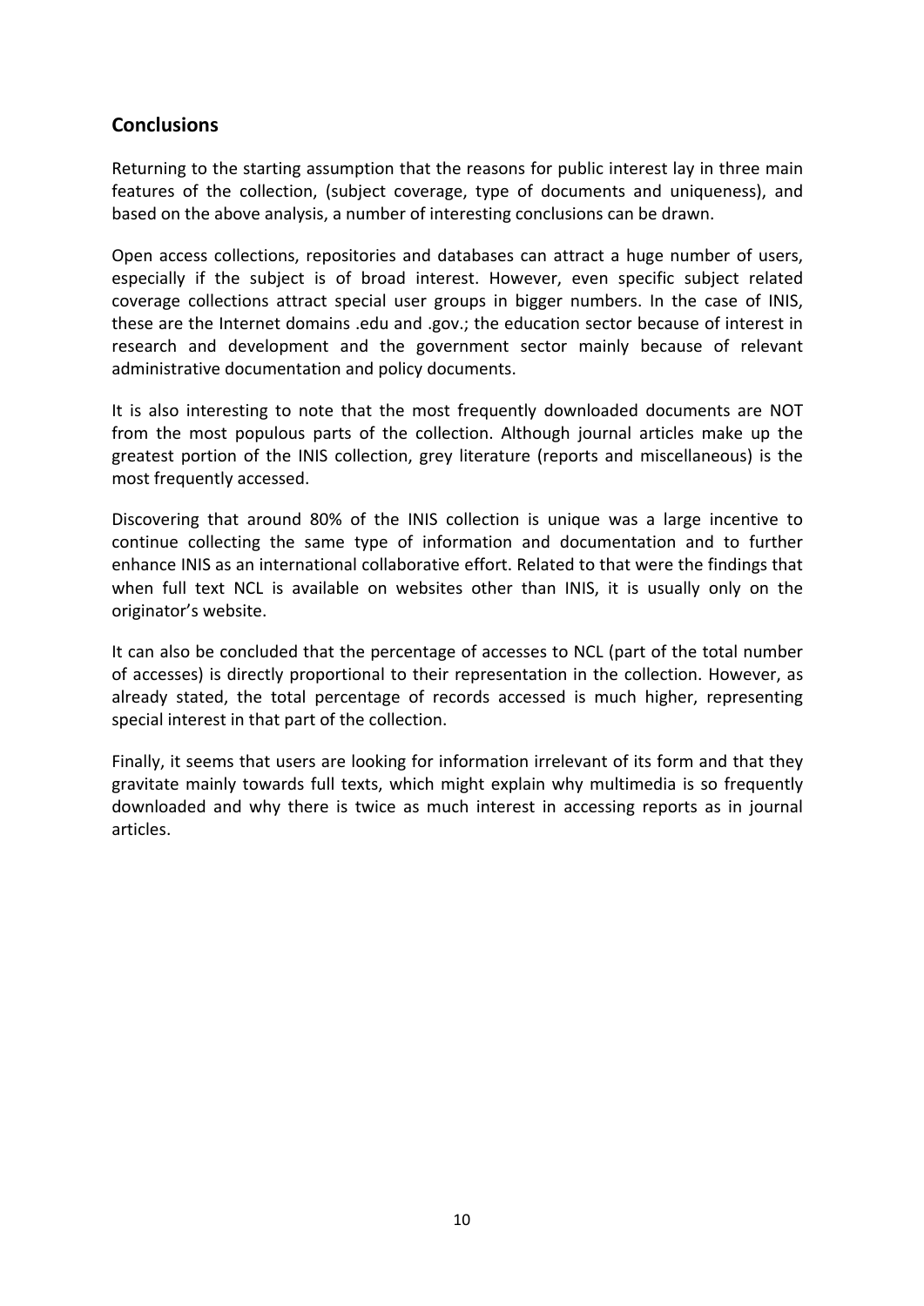## Conclusions

Returning to the starting assumption that the reasons for public interest lay in three main features of the collection, (subject coverage, type of documents and uniqueness), and based on the above analysis, a number of interesting conclusions can be drawn.

Open access collections, repositories and databases can attract a huge number of users, especially if the subject is of broad interest. However, even specific subject related coverage collections attract special user groups in bigger numbers. In the case of INIS, these are the Internet domains .edu and .gov.; the education sector because of interest in research and development and the government sector mainly because of relevant administrative documentation and policy documents.

It is also interesting to note that the most frequently downloaded documents are NOT from the most populous parts of the collection. Although journal articles make up the greatest portion of the INIS collection, grey literature (reports and miscellaneous) is the most frequently accessed.

Discovering that around 80% of the INIS collection is unique was a large incentive to continue collecting the same type of information and documentation and to further enhance INIS as an international collaborative effort. Related to that were the findings that when full text NCL is available on websites other than INIS, it is usually only on the originator's website.

It can also be concluded that the percentage of accesses to NCL (part of the total number of accesses) is directly proportional to their representation in the collection. However, as already stated, the total percentage of records accessed is much higher, representing special interest in that part of the collection.

Finally, it seems that users are looking for information irrelevant of its form and that they gravitate mainly towards full texts, which might explain why multimedia is so frequently downloaded and why there is twice as much interest in accessing reports as in journal articles.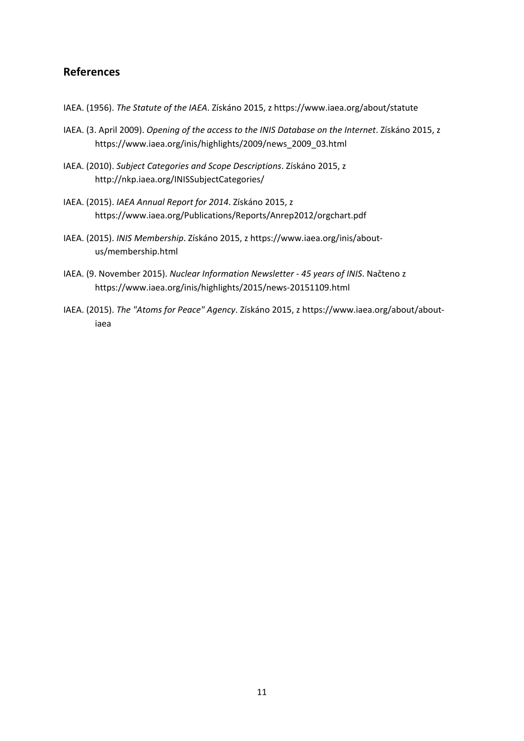## References

IAEA. (1956). *The Statute of the IAEA*. Získáno 2015, z https://www.iaea.org/about/statute

IAEA. (3. April 2009). *Opening of the access to the INIS Database on the Internet*. Získáno 2015, z https://www.iaea.org/inis/highlights/2009/news_2009_03.html

IAEA. (2010). *Subject Categories and Scope Descriptions*. Získáno 2015, z http://nkp.iaea.org/INISSubjectCategories/

IAEA. (2015). *IAEA Annual Report for 2014*. Získáno 2015, z https://www.iaea.org/Publications/Reports/Anrep2012/orgchart.pdf

IAEA. (2015). *INIS Membership*. Získáno 2015, z https://www.iaea.org/inis/about-us/membership.html

IAEA. (9. November 2015). *Nuclear Information Newsletter - 45 years of INIS*. Načteno z https://www.iaea.org/inis/highlights/2015/news-20151109.html

IAEA. (2015). *The "Atoms for Peace" Agency*. Získáno 2015, z https://www.iaea.org/about/about-iaea